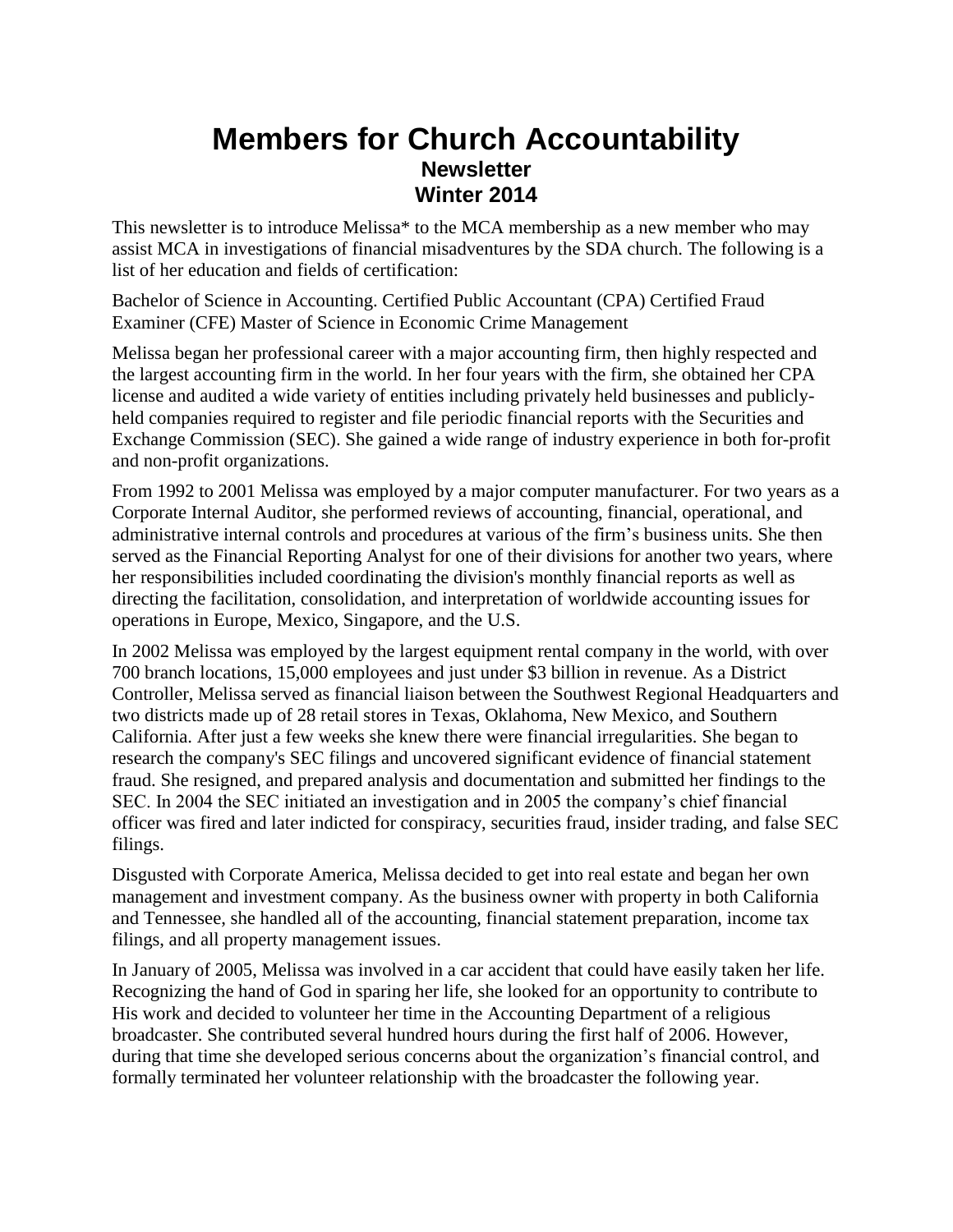# Members for Church Accountability

## Newsletter

## Winter 2014

This newsletter is to introduce Melissa* to the MCA membership as a new member who may assist MCA in investigations of financial misadventures by the SDA church. The following is a list of her education and fields of certification:

Bachelor of Science in Accounting. Certified Public Accountant (CPA) Certified Fraud Examiner (CFE) Master of Science in Economic Crime Management

Melissa began her professional career with a major accounting firm, then highly respected and the largest accounting firm in the world. In her four years with the firm, she obtained her CPA license and audited a wide variety of entities including privately held businesses and publicly-held companies required to register and file periodic financial reports with the Securities and Exchange Commission (SEC). She gained a wide range of industry experience in both for-profit and non-profit organizations.

From 1992 to 2001 Melissa was employed by a major computer manufacturer. For two years as a Corporate Internal Auditor, she performed reviews of accounting, financial, operational, and administrative internal controls and procedures at various of the firm's business units. She then served as the Financial Reporting Analyst for one of their divisions for another two years, where her responsibilities included coordinating the division's monthly financial reports as well as directing the facilitation, consolidation, and interpretation of worldwide accounting issues for operations in Europe, Mexico, Singapore, and the U.S.

In 2002 Melissa was employed by the largest equipment rental company in the world, with over 700 branch locations, 15,000 employees and just under $3 billion in revenue. As a District Controller, Melissa served as financial liaison between the Southwest Regional Headquarters and two districts made up of 28 retail stores in Texas, Oklahoma, New Mexico, and Southern California. After just a few weeks she knew there were financial irregularities. She began to research the company's SEC filings and uncovered significant evidence of financial statement fraud. She resigned, and prepared analysis and documentation and submitted her findings to the SEC. In 2004 the SEC initiated an investigation and in 2005 the company's chief financial officer was fired and later indicted for conspiracy, securities fraud, insider trading, and false SEC filings.

Disgusted with Corporate America, Melissa decided to get into real estate and began her own management and investment company. As the business owner with property in both California and Tennessee, she handled all of the accounting, financial statement preparation, income tax filings, and all property management issues.

In January of 2005, Melissa was involved in a car accident that could have easily taken her life. Recognizing the hand of God in sparing her life, she looked for an opportunity to contribute to His work and decided to volunteer her time in the Accounting Department of a religious broadcaster. She contributed several hundred hours during the first half of 2006. However, during that time she developed serious concerns about the organization's financial control, and formally terminated her volunteer relationship with the broadcaster the following year.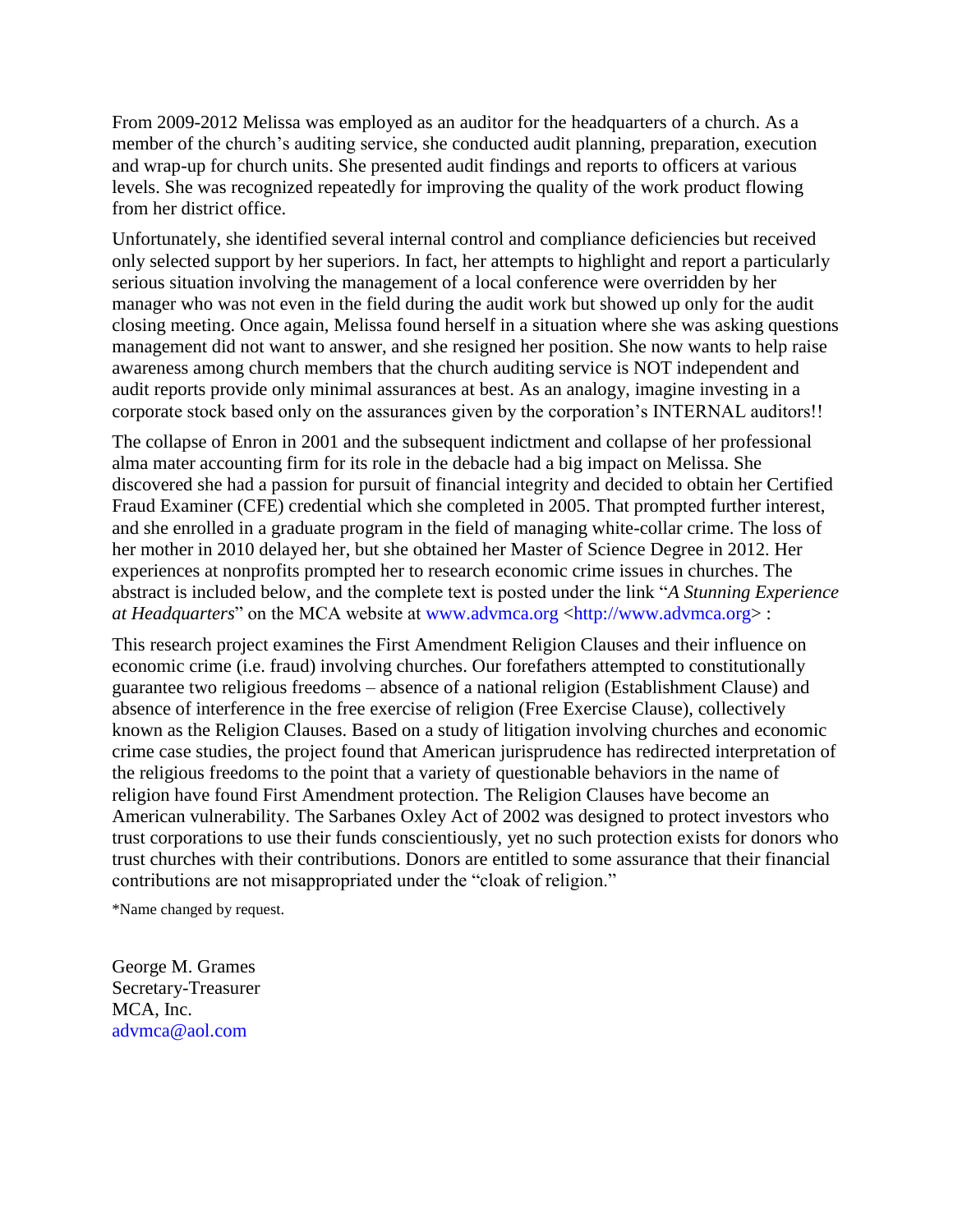From 2009-2012 Melissa was employed as an auditor for the headquarters of a church. As a member of the church's auditing service, she conducted audit planning, preparation, execution and wrap-up for church units. She presented audit findings and reports to officers at various levels. She was recognized repeatedly for improving the quality of the work product flowing from her district office.

Unfortunately, she identified several internal control and compliance deficiencies but received only selected support by her superiors. In fact, her attempts to highlight and report a particularly serious situation involving the management of a local conference were overridden by her manager who was not even in the field during the audit work but showed up only for the audit closing meeting. Once again, Melissa found herself in a situation where she was asking questions management did not want to answer, and she resigned her position. She now wants to help raise awareness among church members that the church auditing service is NOT independent and audit reports provide only minimal assurances at best. As an analogy, imagine investing in a corporate stock based only on the assurances given by the corporation's INTERNAL auditors!!

The collapse of Enron in 2001 and the subsequent indictment and collapse of her professional alma mater accounting firm for its role in the debacle had a big impact on Melissa. She discovered she had a passion for pursuit of financial integrity and decided to obtain her Certified Fraud Examiner (CFE) credential which she completed in 2005. That prompted further interest, and she enrolled in a graduate program in the field of managing white-collar crime. The loss of her mother in 2010 delayed her, but she obtained her Master of Science Degree in 2012. Her experiences at nonprofits prompted her to research economic crime issues in churches. The abstract is included below, and the complete text is posted under the link "*A Stunning Experience at Headquarters*" on the MCA website at www.advmca.org <http://www.advmca.org> :

This research project examines the First Amendment Religion Clauses and their influence on economic crime (i.e. fraud) involving churches. Our forefathers attempted to constitutionally guarantee two religious freedoms – absence of a national religion (Establishment Clause) and absence of interference in the free exercise of religion (Free Exercise Clause), collectively known as the Religion Clauses. Based on a study of litigation involving churches and economic crime case studies, the project found that American jurisprudence has redirected interpretation of the religious freedoms to the point that a variety of questionable behaviors in the name of religion have found First Amendment protection. The Religion Clauses have become an American vulnerability. The Sarbanes Oxley Act of 2002 was designed to protect investors who trust corporations to use their funds conscientiously, yet no such protection exists for donors who trust churches with their contributions. Donors are entitled to some assurance that their financial contributions are not misappropriated under the "cloak of religion."

*Name changed by request.

George M. Grames
Secretary-Treasurer
MCA, Inc.
advmca@aol.com